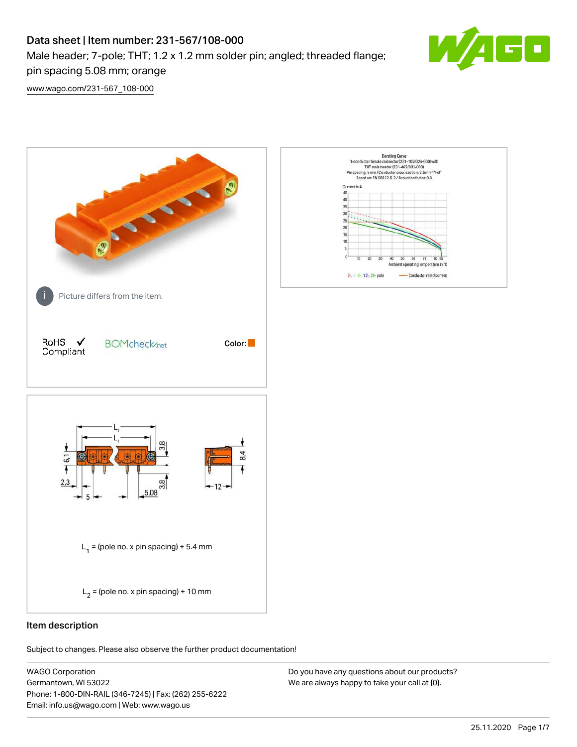# Data sheet | Item number: 231-567/108-000

Male header; 7-pole; THT; 1.2 x 1.2 mm solder pin; angled; threaded flange; pin spacing 5.08 mm; orange

www.wago.com/231-567_108-000

Picture differs from the item.

RoHS Compliant ✓

BOMcheck.net

Color:

$L_1$ = (pole no. x pin spacing) + 5.4 mm

$L_2$ = (pole no. x pin spacing) + 10 mm

## Item description

Subject to changes. Please also observe the further product documentation!

WAGO Corporation
Germantown, WI 53022
Phone: 1-800-DIN-RAIL (346-7245) | Fax: (262) 255-6222
Email: info.us@wago.com | Web: www.wago.us

Do you have any questions about our products?
We are always happy to take your call at {0}.

25.11.2020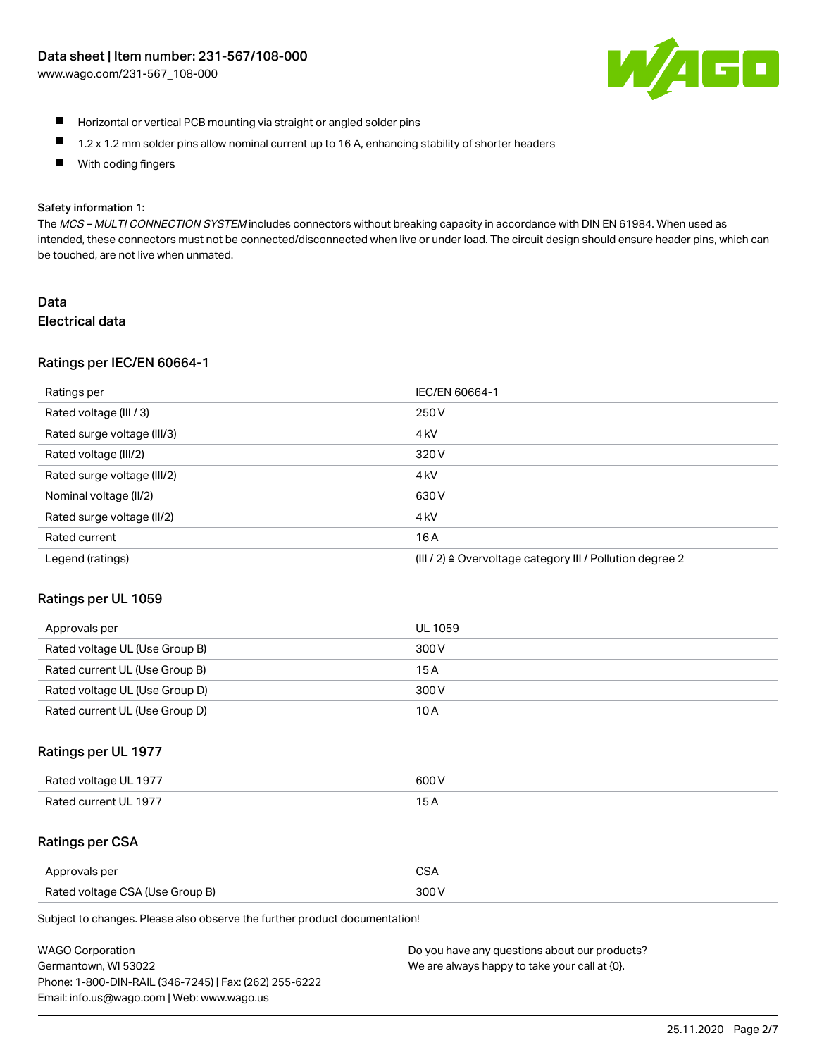- Horizontal or vertical PCB mounting via straight or angled solder pins
- 1.2 x 1.2 mm solder pins allow nominal current up to 16 A, enhancing stability of shorter headers
- With coding fingers

Safety information 1:

The *MCS – MULTI CONNECTION SYSTEM* includes connectors without breaking capacity in accordance with DIN EN 61984. When used as intended, these connectors must not be connected/disconnected when live or under load. The circuit design should ensure header pins, which can be touched, are not live when unmated.

# Data

## Electrical data

### Ratings per IEC/EN 60664-1

| Ratings per | IEC/EN 60664-1 |
| --- | --- |
| Rated voltage (III / 3) | 250 V |
| Rated surge voltage (III/3) | 4 kV |
| Rated voltage (III/2) | 320 V |
| Rated surge voltage (III/2) | 4 kV |
| Nominal voltage (II/2) | 630 V |
| Rated surge voltage (II/2) | 4 kV |
| Rated current | 16 A |
| Legend (ratings) | (III / 2) ≙ Overvoltage category III / Pollution degree 2 |

### Ratings per UL 1059

| Approvals per | UL 1059 |
| --- | --- |
| Rated voltage UL (Use Group B) | 300 V |
| Rated current UL (Use Group B) | 15 A |
| Rated voltage UL (Use Group D) | 300 V |
| Rated current UL (Use Group D) | 10 A |

### Ratings per UL 1977

| Rated voltage UL 1977 | 600 V |
| --- | --- |
| Rated current UL 1977 | 15 A |

### Ratings per CSA

| Approvals per | CSA |
| --- | --- |
| Rated voltage CSA (Use Group B) | 300 V |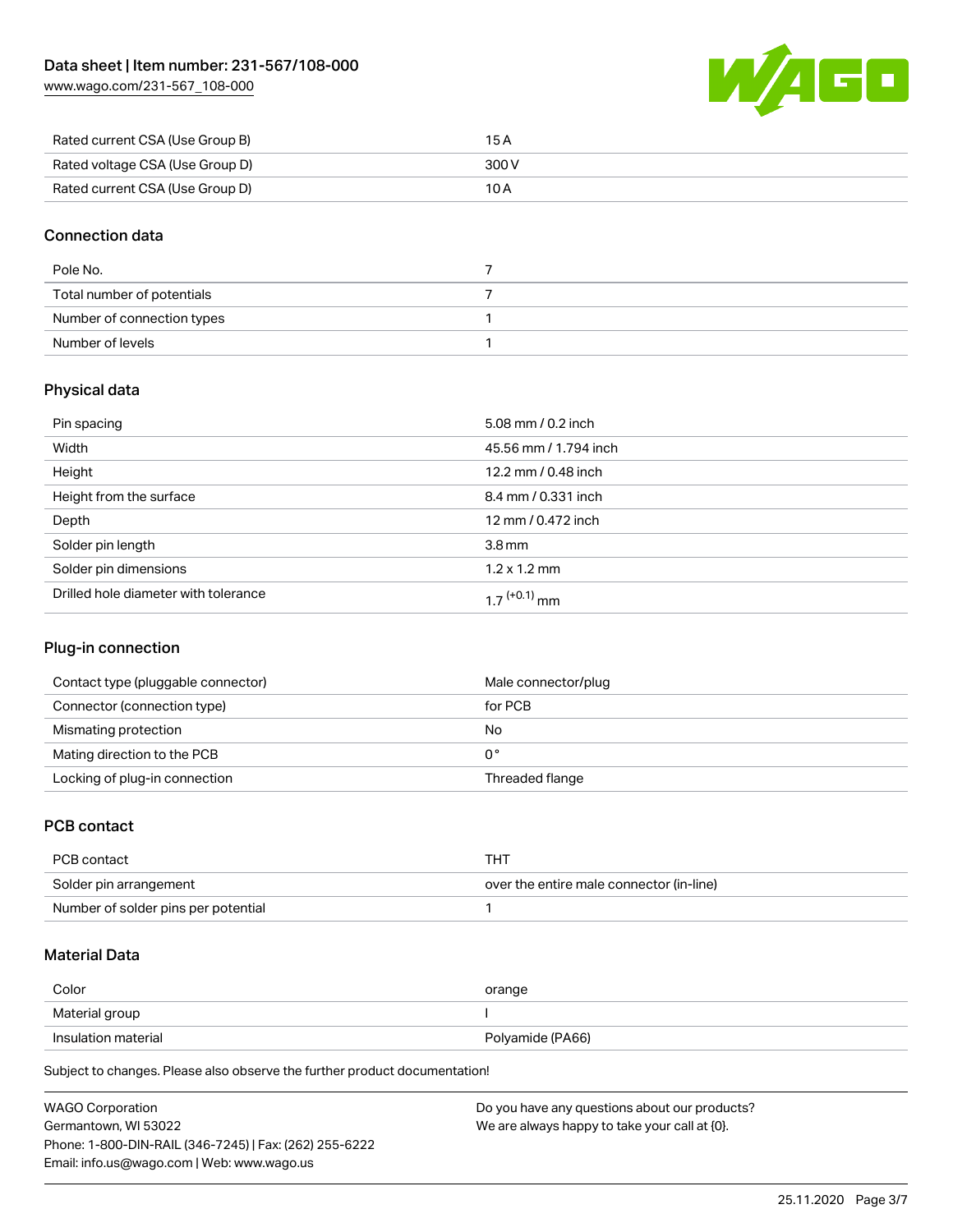| Rated current CSA (Use Group B) | 15 A |
| --- | --- |
| Rated voltage CSA (Use Group D) | 300 V |
| Rated current CSA (Use Group D) | 10 A |

## Connection data

| Pole No. | 7 |
| --- | --- |
| Total number of potentials | 7 |
| Number of connection types | 1 |
| Number of levels | 1 |

## Physical data

| Pin spacing | 5.08 mm / 0.2 inch |
| --- | --- |
| Width | 45.56 mm / 1.794 inch |
| Height | 12.2 mm / 0.48 inch |
| Height from the surface | 8.4 mm / 0.331 inch |
| Depth | 12 mm / 0.472 inch |
| Solder pin length | 3.8 mm |
| Solder pin dimensions | 1.2 x 1.2 mm |
| Drilled hole diameter with tolerance | $1.7^{(+0.1)}$ mm |

## Plug-in connection

| Contact type (pluggable connector) | Male connector/plug |
| --- | --- |
| Connector (connection type) | for PCB |
| Mismating protection | No |
| Mating direction to the PCB | 0° |
| Locking of plug-in connection | Threaded flange |

## PCB contact

| PCB contact | THT |
| --- | --- |
| Solder pin arrangement | over the entire male connector (in-line) |
| Number of solder pins per potential | 1 |

## Material Data

| Color | orange |
| --- | --- |
| Material group | I |
| Insulation material | Polyamide (PA66) |

Subject to changes. Please also observe the further product documentation!

WAGO Corporation
Germantown, WI 53022
Phone: 1-800-DIN-RAIL (346-7245) | Fax: (262) 255-6222
Email: info.us@wago.com | Web: www.wago.us

Do you have any questions about our products?
We are always happy to take your call at {0}.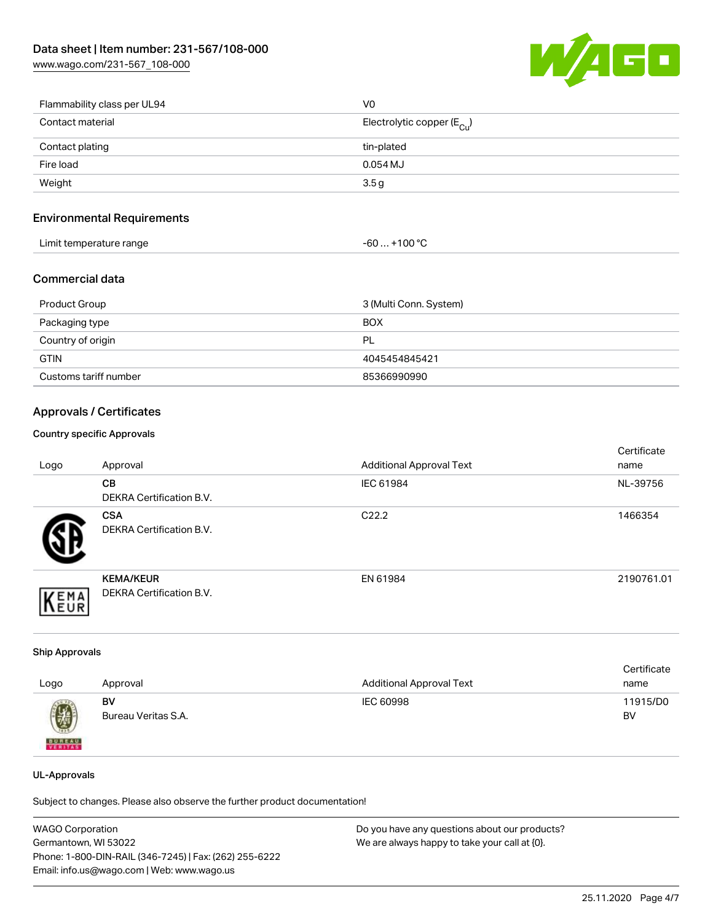| Flammability class per UL94 | V0 |
|---|---|
| Contact material | Electrolytic copper ($E_{Cu}$) |
| Contact plating | tin-plated |
| Fire load | 0.054 MJ |
| Weight | 3.5 g |

## Environmental Requirements

| Limit temperature range | -60 … +100 °C |
|---|---|

## Commercial data

| Product Group | 3 (Multi Conn. System) |
|---|---|
| Packaging type | BOX |
| Country of origin | PL |
| GTIN | 4045454845421 |
| Customs tariff number | 85366990990 |

## Approvals / Certificates

### Country specific Approvals

| Logo | Approval | Additional Approval Text | Certificate name |
|---|---|---|---|
| | **CB**<br>DEKRA Certification B.V. | IEC 61984 | NL-39756 |
| | **CSA**<br>DEKRA Certification B.V. | C22.2 | 1466354 |
| | **KEMA/KEUR**<br>DEKRA Certification B.V. | EN 61984 | 2190761.01 |

### Ship Approvals

| Logo | Approval | Additional Approval Text | Certificate name |
|---|---|---|---|
| | **BV**<br>Bureau Veritas S.A. | IEC 60998 | 11915/D0 BV |

### UL-Approvals

Subject to changes. Please also observe the further product documentation!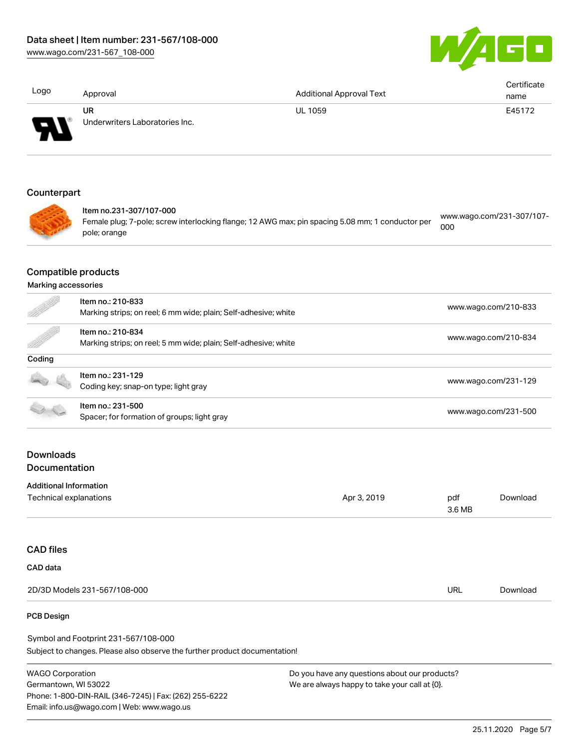| Logo | Approval | Additional Approval Text | Certificate name |
| --- | --- | --- | --- |
| | UR<br>Underwriters Laboratories Inc. | UL 1059 | E45172 |

## Counterpart

| Item | Link |
| --- | --- |
| Item no.231-307/107-000<br>Female plug; 7-pole; screw interlocking flange; 12 AWG max; pin spacing 5.08 mm; 1 conductor per pole; orange | www.wago.com/231-307/107-000 |

## Compatible products

### Marking accessories

| Item | Link |
| --- | --- |
| Item no.: 210-833<br>Marking strips; on reel; 6 mm wide; plain; Self-adhesive; white | www.wago.com/210-833 |
| Item no.: 210-834<br>Marking strips; on reel; 5 mm wide; plain; Self-adhesive; white | www.wago.com/210-834 |

### Coding

| Item | Link |
| --- | --- |
| Item no.: 231-129<br>Coding key; snap-on type; light gray | www.wago.com/231-129 |
| Item no.: 231-500<br>Spacer; for formation of groups; light gray | www.wago.com/231-500 |

## Downloads

### Documentation

#### Additional Information

| | | | |
| --- | --- | --- | --- |
| Technical explanations | Apr 3, 2019 | pdf<br>3.6 MB | Download |

## CAD files

### CAD data

| | | |
| --- | --- | --- |
| 2D/3D Models 231-567/108-000 | URL | Download |

### PCB Design

Symbol and Footprint 231-567/108-000

Subject to changes. Please also observe the further product documentation!

WAGO Corporation
Germantown, WI 53022
Phone: 1-800-DIN-RAIL (346-7245) | Fax: (262) 255-6222
Email: info.us@wago.com | Web: www.wago.us

Do you have any questions about our products?
We are always happy to take your call at {0}.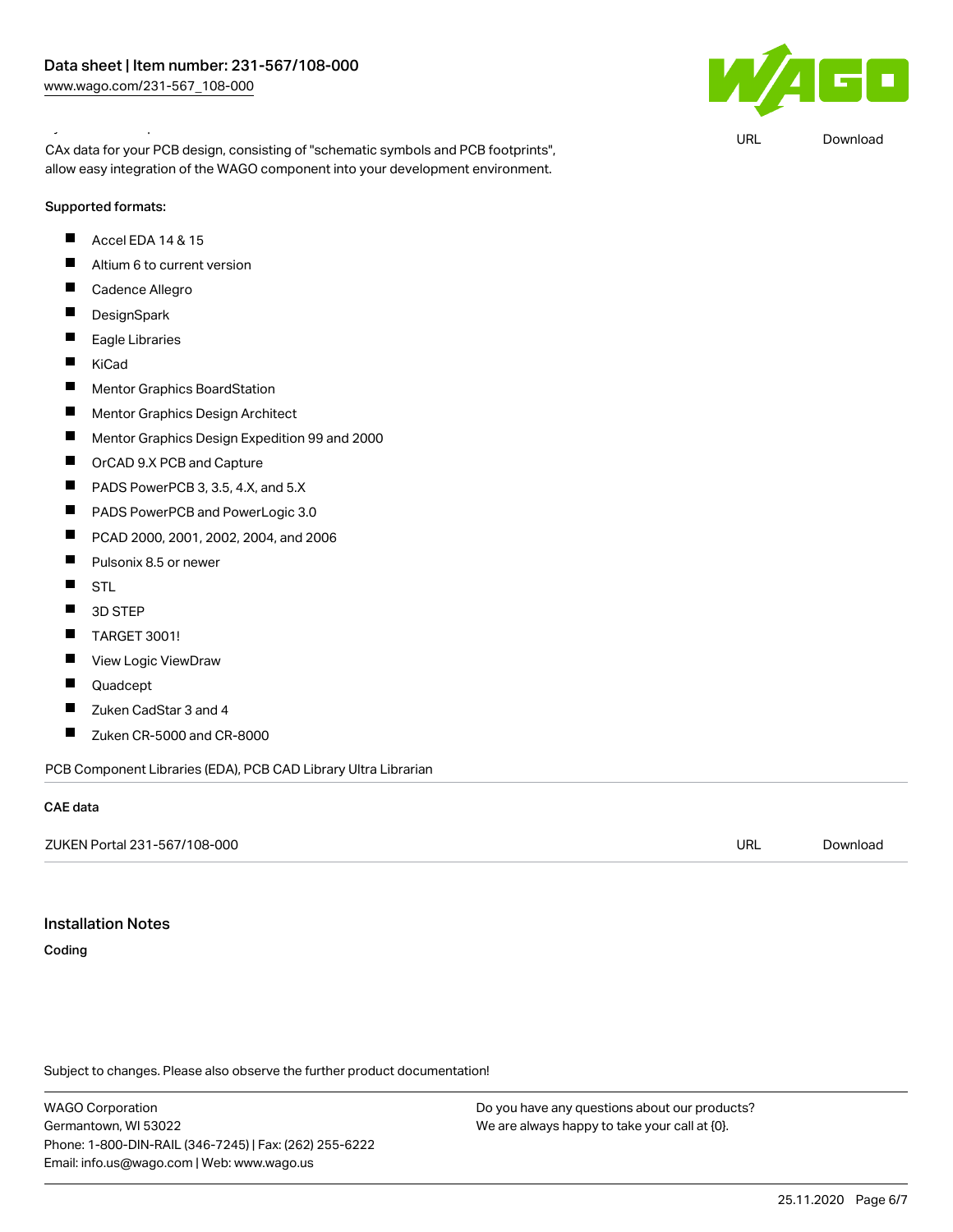CAx data for your PCB design, consisting of "schematic symbols and PCB footprints", allow easy integration of the WAGO component into your development environment.

URL Download

Supported formats:

- Accel EDA 14 & 15
- Altium 6 to current version
- Cadence Allegro
- DesignSpark
- Eagle Libraries
- KiCad
- Mentor Graphics BoardStation
- Mentor Graphics Design Architect
- Mentor Graphics Design Expedition 99 and 2000
- OrCAD 9.X PCB and Capture
- PADS PowerPCB 3, 3.5, 4.X, and 5.X
- PADS PowerPCB and PowerLogic 3.0
- PCAD 2000, 2001, 2002, 2004, and 2006
- Pulsonix 8.5 or newer
- STL
- 3D STEP
- TARGET 3001!
- View Logic ViewDraw
- Quadcept
- Zuken CadStar 3 and 4
- Zuken CR-5000 and CR-8000

PCB Component Libraries (EDA), PCB CAD Library Ultra Librarian

### CAE data

| ZUKEN Portal 231-567/108-000 | URL | Download |
|---|---|---|

## Installation Notes

### Coding

Subject to changes. Please also observe the further product documentation!

WAGO Corporation
Germantown, WI 53022
Phone: 1-800-DIN-RAIL (346-7245) | Fax: (262) 255-6222
Email: info.us@wago.com | Web: www.wago.us

Do you have any questions about our products?
We are always happy to take your call at {0}.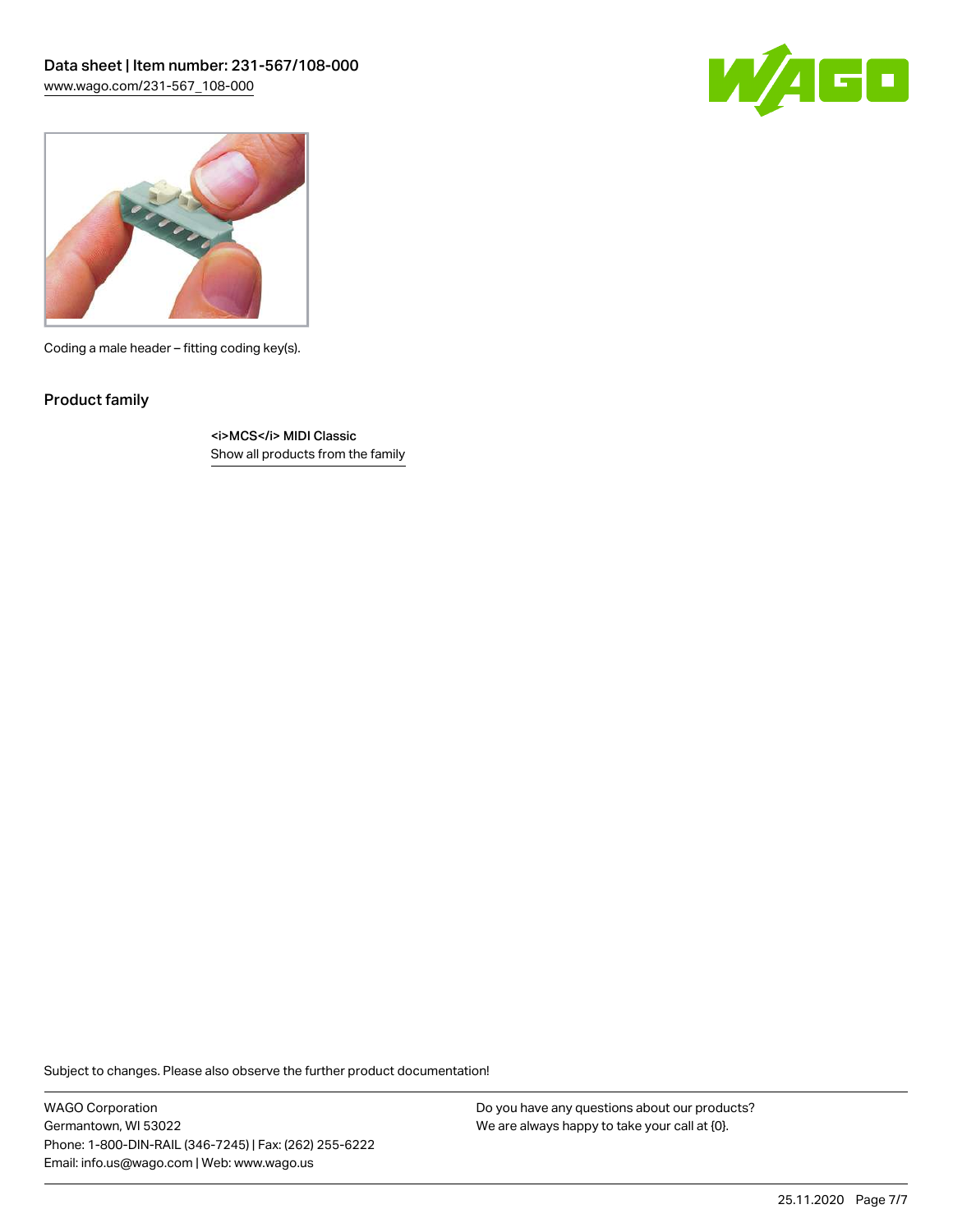Coding a male header – fitting coding key(s).

## Product family

<i>MCS</i> MIDI Classic
Show all products from the family

Subject to changes. Please also observe the further product documentation!

WAGO Corporation
Germantown, WI 53022
Phone: 1-800-DIN-RAIL (346-7245) | Fax: (262) 255-6222
Email: info.us@wago.com | Web: www.wago.us

Do you have any questions about our products?
We are always happy to take your call at {0}.